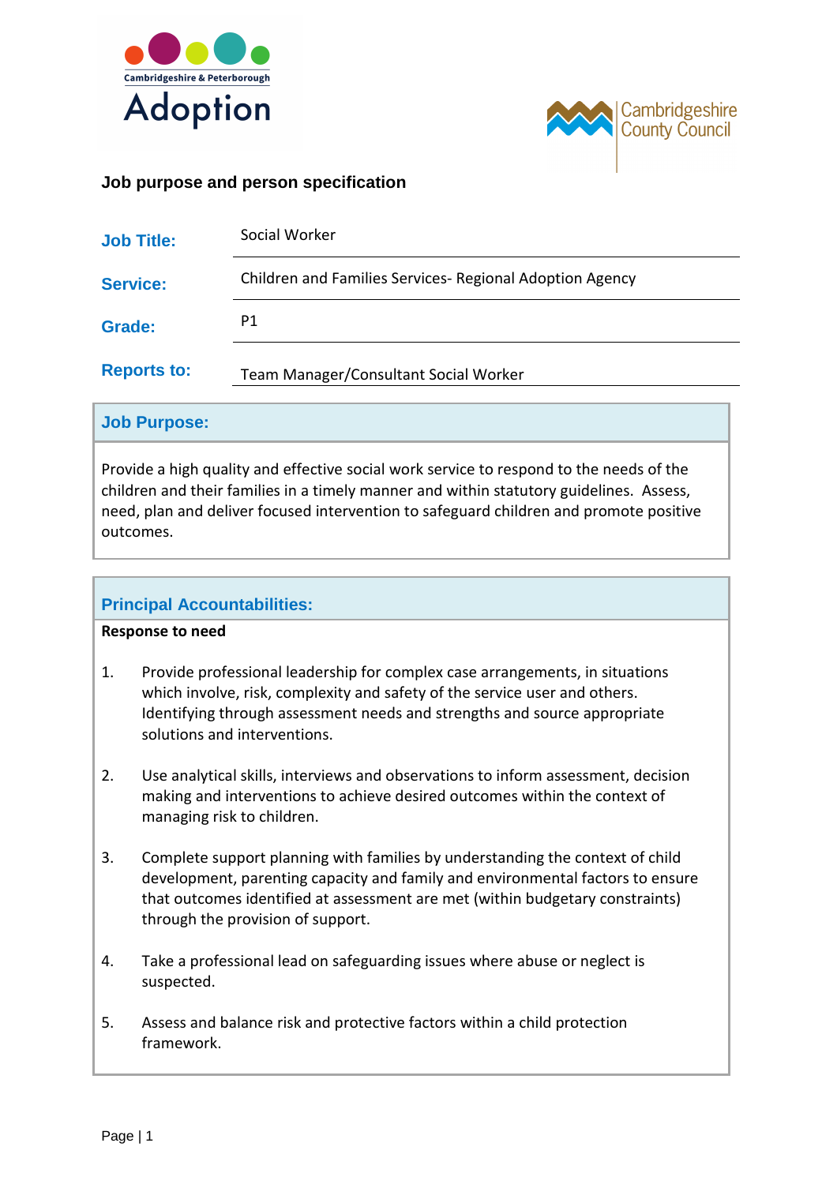Cambridgeshire & Peterborough Adoption

Cambridgeshire County Council

## Job purpose and person specification

| | |
|---|---|
| **Job Title:** | Social Worker |
| **Service:** | Children and Families Services- Regional Adoption Agency |
| **Grade:** | P1 |
| **Reports to:** | Team Manager/Consultant Social Worker |

### Job Purpose:

Provide a high quality and effective social work service to respond to the needs of the children and their families in a timely manner and within statutory guidelines. Assess, need, plan and deliver focused intervention to safeguard children and promote positive outcomes.

### Principal Accountabilities:

**Response to need**

1. Provide professional leadership for complex case arrangements, in situations which involve, risk, complexity and safety of the service user and others. Identifying through assessment needs and strengths and source appropriate solutions and interventions.

2. Use analytical skills, interviews and observations to inform assessment, decision making and interventions to achieve desired outcomes within the context of managing risk to children.

3. Complete support planning with families by understanding the context of child development, parenting capacity and family and environmental factors to ensure that outcomes identified at assessment are met (within budgetary constraints) through the provision of support.

4. Take a professional lead on safeguarding issues where abuse or neglect is suspected.

5. Assess and balance risk and protective factors within a child protection framework.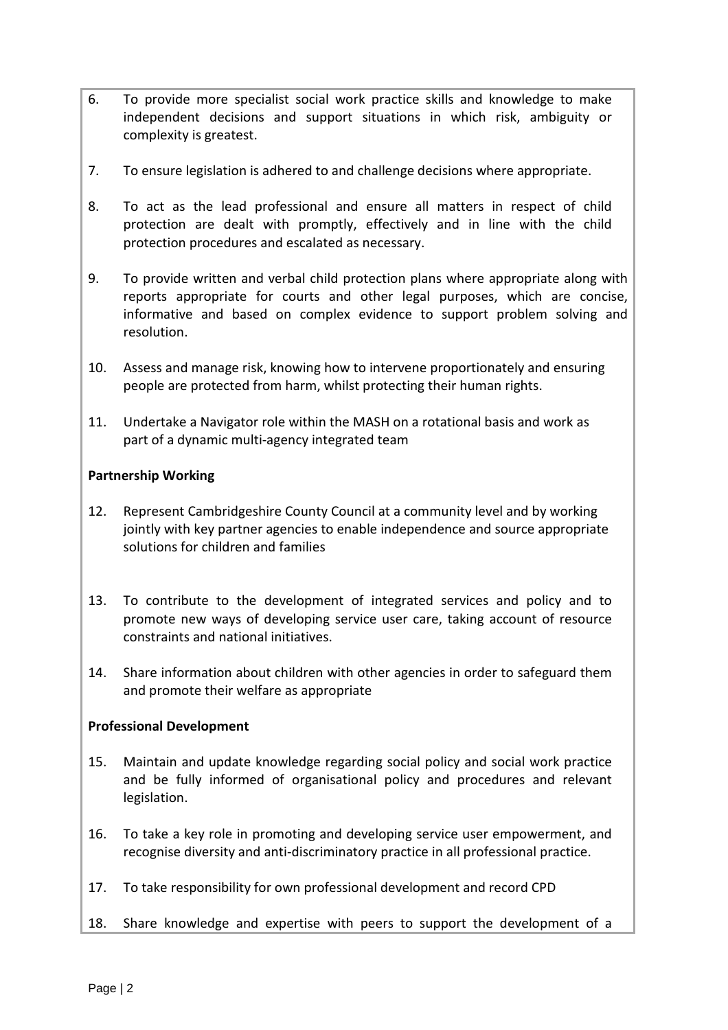6. To provide more specialist social work practice skills and knowledge to make independent decisions and support situations in which risk, ambiguity or complexity is greatest.

7. To ensure legislation is adhered to and challenge decisions where appropriate.

8. To act as the lead professional and ensure all matters in respect of child protection are dealt with promptly, effectively and in line with the child protection procedures and escalated as necessary.

9. To provide written and verbal child protection plans where appropriate along with reports appropriate for courts and other legal purposes, which are concise, informative and based on complex evidence to support problem solving and resolution.

10. Assess and manage risk, knowing how to intervene proportionately and ensuring people are protected from harm, whilst protecting their human rights.

11. Undertake a Navigator role within the MASH on a rotational basis and work as part of a dynamic multi-agency integrated team

**Partnership Working**

12. Represent Cambridgeshire County Council at a community level and by working jointly with key partner agencies to enable independence and source appropriate solutions for children and families

13. To contribute to the development of integrated services and policy and to promote new ways of developing service user care, taking account of resource constraints and national initiatives.

14. Share information about children with other agencies in order to safeguard them and promote their welfare as appropriate

**Professional Development**

15. Maintain and update knowledge regarding social policy and social work practice and be fully informed of organisational policy and procedures and relevant legislation.

16. To take a key role in promoting and developing service user empowerment, and recognise diversity and anti-discriminatory practice in all professional practice.

17. To take responsibility for own professional development and record CPD

18. Share knowledge and expertise with peers to support the development of a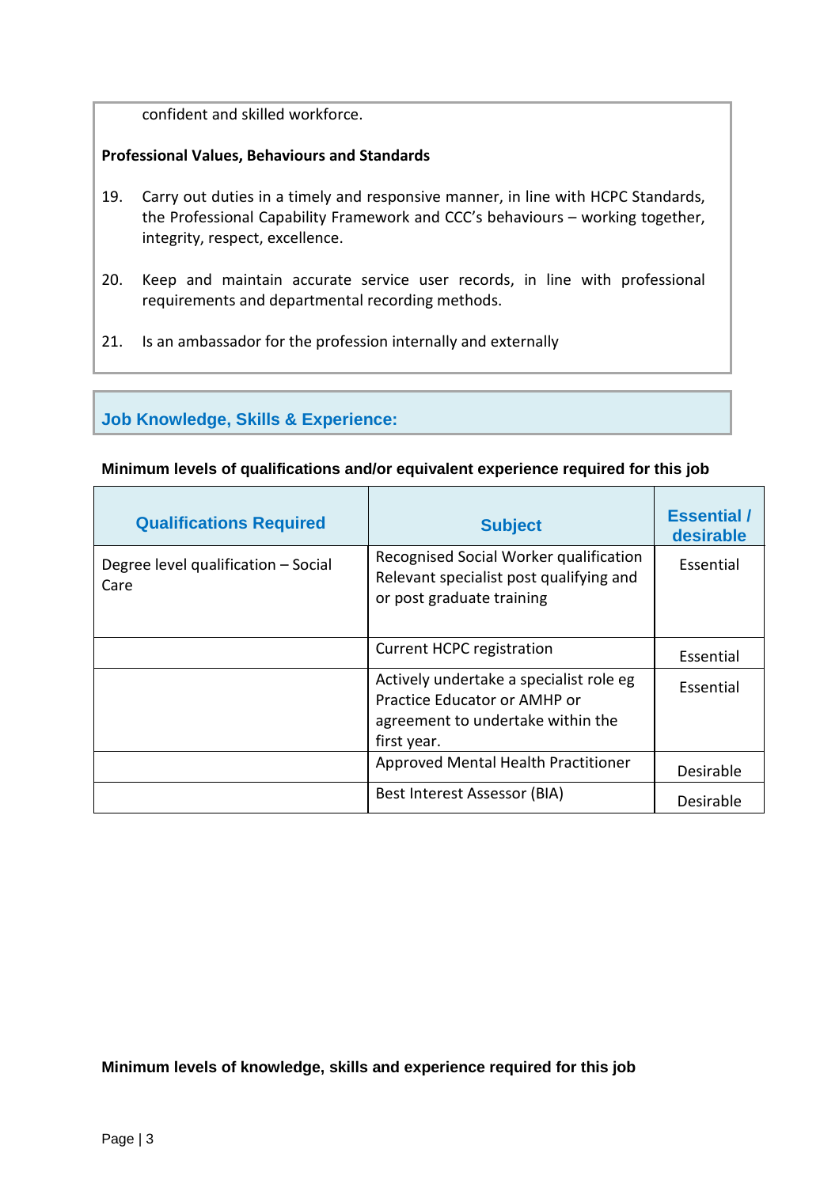confident and skilled workforce.

**Professional Values, Behaviours and Standards**

19. Carry out duties in a timely and responsive manner, in line with HCPC Standards, the Professional Capability Framework and CCC's behaviours – working together, integrity, respect, excellence.

20. Keep and maintain accurate service user records, in line with professional requirements and departmental recording methods.

21. Is an ambassador for the profession internally and externally

## Job Knowledge, Skills & Experience:

**Minimum levels of qualifications and/or equivalent experience required for this job**

| Qualifications Required | Subject | Essential / desirable |
|---|---|---|
| Degree level qualification – Social Care | Recognised Social Worker qualification Relevant specialist post qualifying and or post graduate training | Essential |
| | Current HCPC registration | Essential |
| | Actively undertake a specialist role eg Practice Educator or AMHP or agreement to undertake within the first year. | Essential |
| | Approved Mental Health Practitioner | Desirable |
| | Best Interest Assessor (BIA) | Desirable |

**Minimum levels of knowledge, skills and experience required for this job**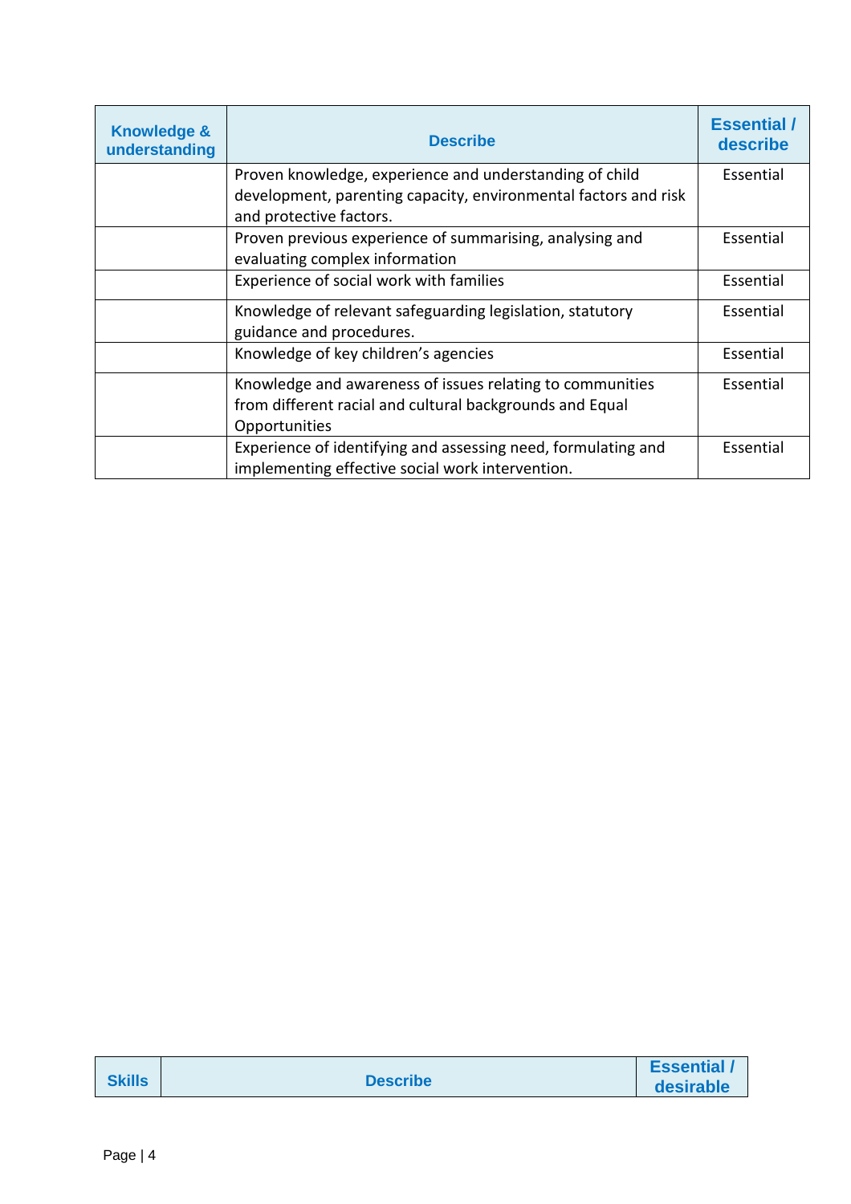| Knowledge & understanding | Describe | Essential / describe |
|---|---|---|
| | Proven knowledge, experience and understanding of child development, parenting capacity, environmental factors and risk and protective factors. | Essential |
| | Proven previous experience of summarising, analysing and evaluating complex information | Essential |
| | Experience of social work with families | Essential |
| | Knowledge of relevant safeguarding legislation, statutory guidance and procedures. | Essential |
| | Knowledge of key children's agencies | Essential |
| | Knowledge and awareness of issues relating to communities from different racial and cultural backgrounds and Equal Opportunities | Essential |
| | Experience of identifying and assessing need, formulating and implementing effective social work intervention. | Essential |

| Skills | Describe | Essential / desirable |
|---|---|---|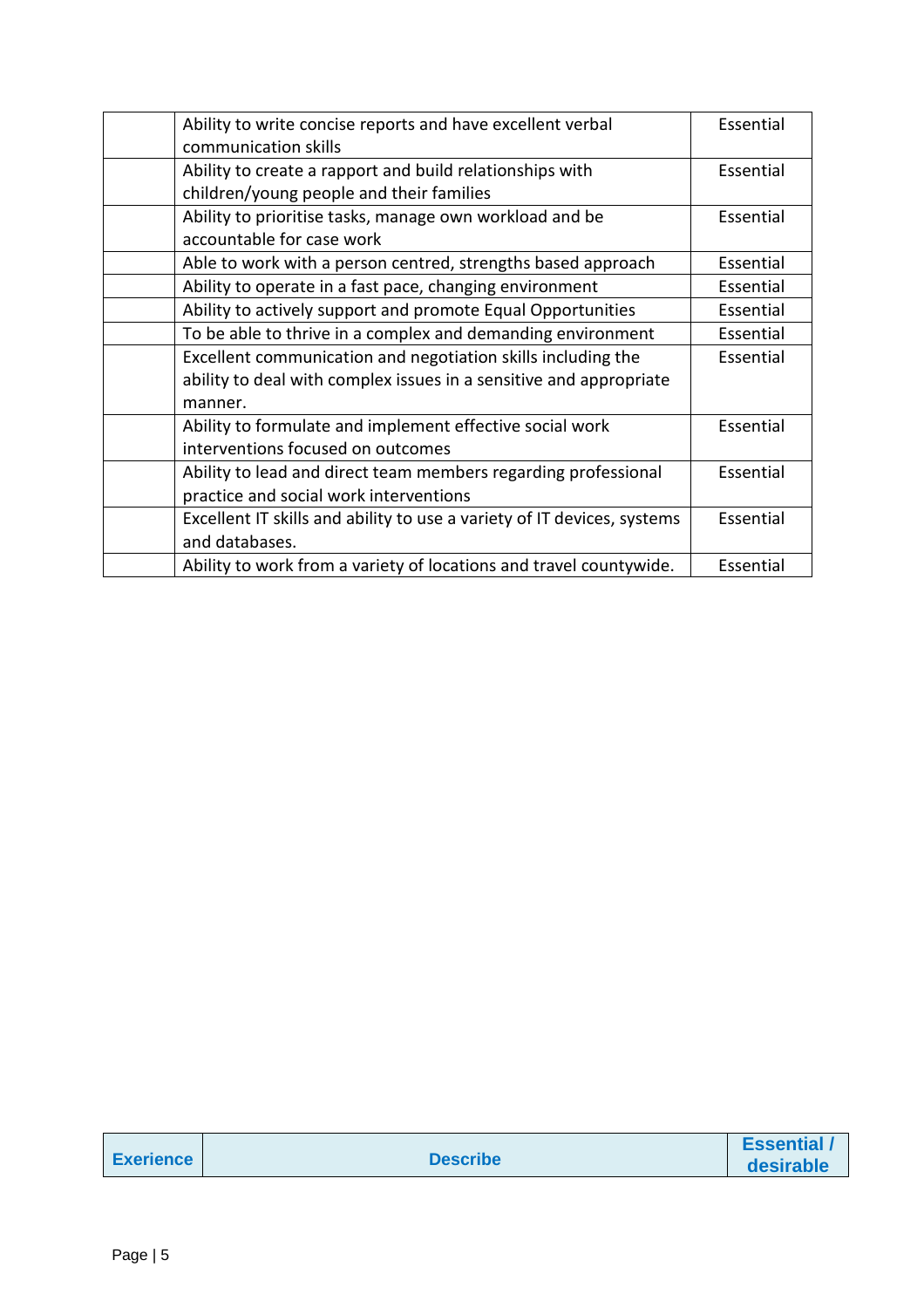| | | |
|---|---|---|
| | Ability to write concise reports and have excellent verbal communication skills | Essential |
| | Ability to create a rapport and build relationships with children/young people and their families | Essential |
| | Ability to prioritise tasks, manage own workload and be accountable for case work | Essential |
| | Able to work with a person centred, strengths based approach | Essential |
| | Ability to operate in a fast pace, changing environment | Essential |
| | Ability to actively support and promote Equal Opportunities | Essential |
| | To be able to thrive in a complex and demanding environment | Essential |
| | Excellent communication and negotiation skills including the ability to deal with complex issues in a sensitive and appropriate manner. | Essential |
| | Ability to formulate and implement effective social work interventions focused on outcomes | Essential |
| | Ability to lead and direct team members regarding professional practice and social work interventions | Essential |
| | Excellent IT skills and ability to use a variety of IT devices, systems and databases. | Essential |
| | Ability to work from a variety of locations and travel countywide. | Essential |

| Exerience | Describe | Essential / desirable |
|---|---|---|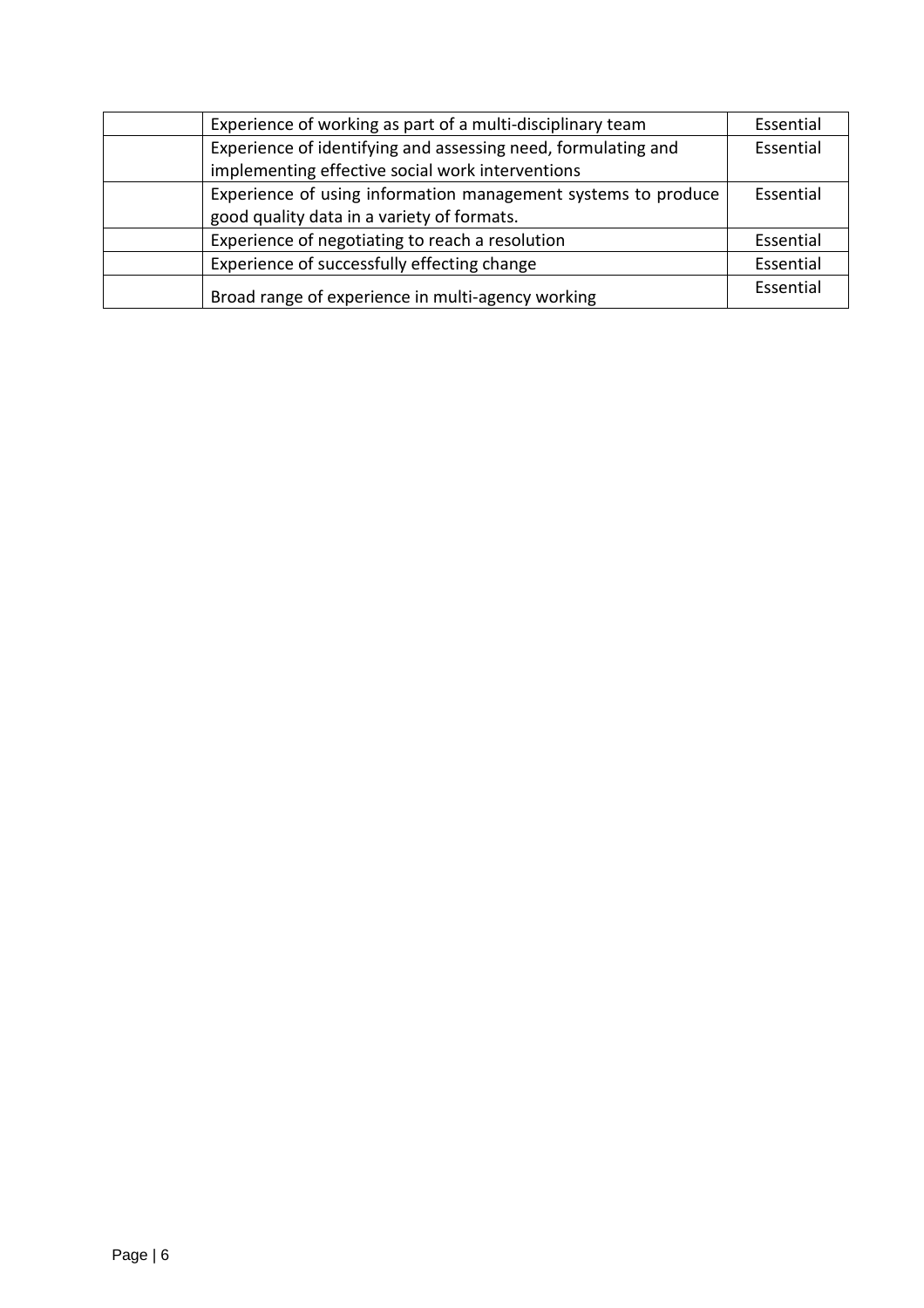| | | |
|---|---|---|
| | Experience of working as part of a multi-disciplinary team | Essential |
| | Experience of identifying and assessing need, formulating and implementing effective social work interventions | Essential |
| | Experience of using information management systems to produce good quality data in a variety of formats. | Essential |
| | Experience of negotiating to reach a resolution | Essential |
| | Experience of successfully effecting change | Essential |
| | Broad range of experience in multi-agency working | Essential |